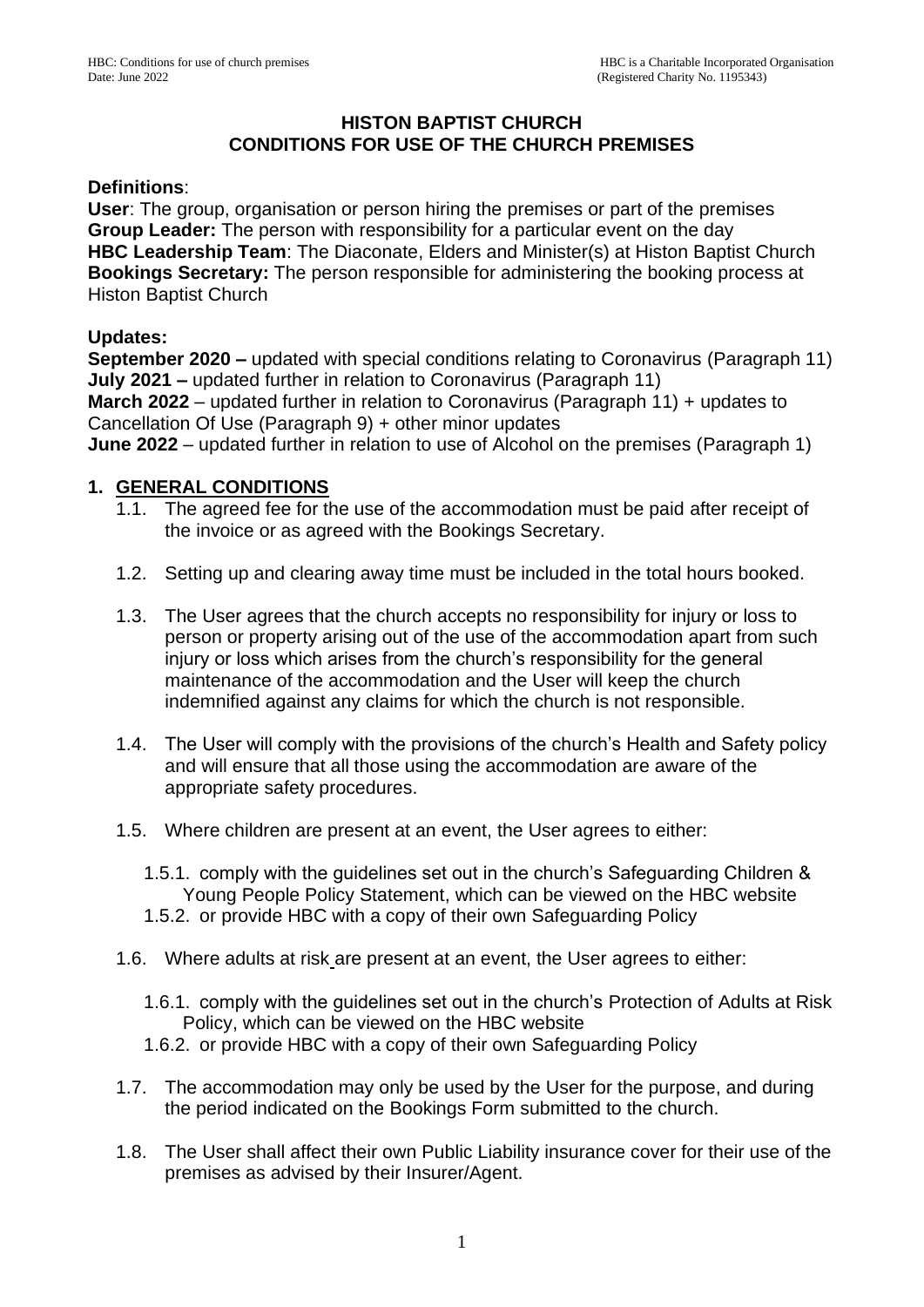# HISTON BAPTIST CHURCH
# CONDITIONS FOR USE OF THE CHURCH PREMISES

**Definitions**:

**User**: The group, organisation or person hiring the premises or part of the premises
**Group Leader:** The person with responsibility for a particular event on the day
**HBC Leadership Team**: The Diaconate, Elders and Minister(s) at Histon Baptist Church
**Bookings Secretary:** The person responsible for administering the booking process at Histon Baptist Church

**Updates:**

**September 2020 –** updated with special conditions relating to Coronavirus (Paragraph 11)
**July 2021 –** updated further in relation to Coronavirus (Paragraph 11)
**March 2022** – updated further in relation to Coronavirus (Paragraph 11) + updates to Cancellation Of Use (Paragraph 9) + other minor updates
**June 2022** – updated further in relation to use of Alcohol on the premises (Paragraph 1)

## 1. GENERAL CONDITIONS

1.1. The agreed fee for the use of the accommodation must be paid after receipt of the invoice or as agreed with the Bookings Secretary.

1.2. Setting up and clearing away time must be included in the total hours booked.

1.3. The User agrees that the church accepts no responsibility for injury or loss to person or property arising out of the use of the accommodation apart from such injury or loss which arises from the church's responsibility for the general maintenance of the accommodation and the User will keep the church indemnified against any claims for which the church is not responsible.

1.4. The User will comply with the provisions of the church's Health and Safety policy and will ensure that all those using the accommodation are aware of the appropriate safety procedures.

1.5. Where children are present at an event, the User agrees to either:

1.5.1. comply with the guidelines set out in the church's Safeguarding Children & Young People Policy Statement, which can be viewed on the HBC website
1.5.2. or provide HBC with a copy of their own Safeguarding Policy

1.6. Where adults at risk are present at an event, the User agrees to either:

1.6.1. comply with the guidelines set out in the church's Protection of Adults at Risk Policy, which can be viewed on the HBC website
1.6.2. or provide HBC with a copy of their own Safeguarding Policy

1.7. The accommodation may only be used by the User for the purpose, and during the period indicated on the Bookings Form submitted to the church.

1.8. The User shall affect their own Public Liability insurance cover for their use of the premises as advised by their Insurer/Agent.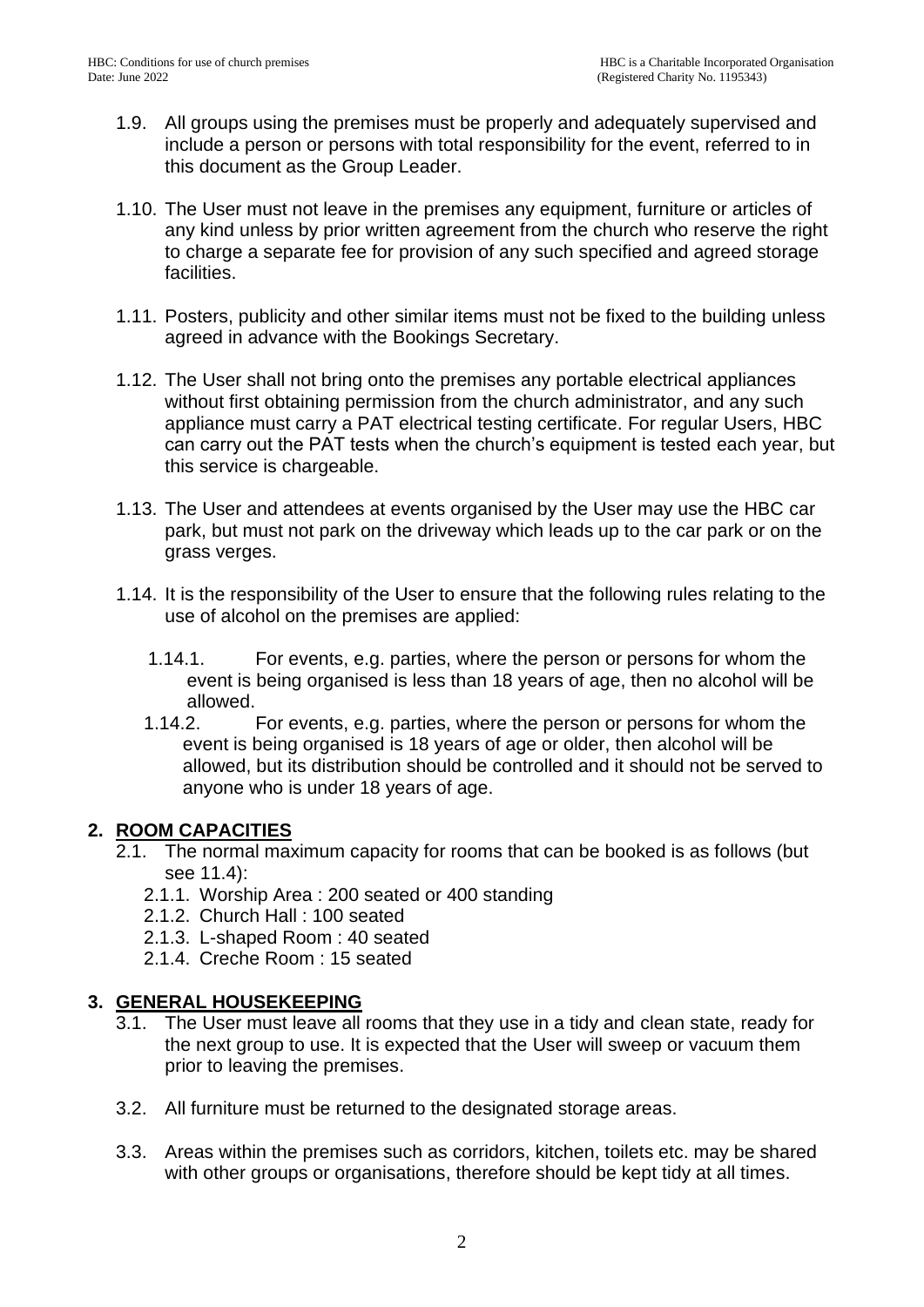1.9. All groups using the premises must be properly and adequately supervised and include a person or persons with total responsibility for the event, referred to in this document as the Group Leader.

1.10. The User must not leave in the premises any equipment, furniture or articles of any kind unless by prior written agreement from the church who reserve the right to charge a separate fee for provision of any such specified and agreed storage facilities.

1.11. Posters, publicity and other similar items must not be fixed to the building unless agreed in advance with the Bookings Secretary.

1.12. The User shall not bring onto the premises any portable electrical appliances without first obtaining permission from the church administrator, and any such appliance must carry a PAT electrical testing certificate. For regular Users, HBC can carry out the PAT tests when the church's equipment is tested each year, but this service is chargeable.

1.13. The User and attendees at events organised by the User may use the HBC car park, but must not park on the driveway which leads up to the car park or on the grass verges.

1.14. It is the responsibility of the User to ensure that the following rules relating to the use of alcohol on the premises are applied:

1.14.1. For events, e.g. parties, where the person or persons for whom the event is being organised is less than 18 years of age, then no alcohol will be allowed.

1.14.2. For events, e.g. parties, where the person or persons for whom the event is being organised is 18 years of age or older, then alcohol will be allowed, but its distribution should be controlled and it should not be served to anyone who is under 18 years of age.

## 2. ROOM CAPACITIES

2.1. The normal maximum capacity for rooms that can be booked is as follows (but see 11.4):

2.1.1. Worship Area : 200 seated or 400 standing

2.1.2. Church Hall : 100 seated

2.1.3. L-shaped Room : 40 seated

2.1.4. Creche Room : 15 seated

## 3. GENERAL HOUSEKEEPING

3.1. The User must leave all rooms that they use in a tidy and clean state, ready for the next group to use. It is expected that the User will sweep or vacuum them prior to leaving the premises.

3.2. All furniture must be returned to the designated storage areas.

3.3. Areas within the premises such as corridors, kitchen, toilets etc. may be shared with other groups or organisations, therefore should be kept tidy at all times.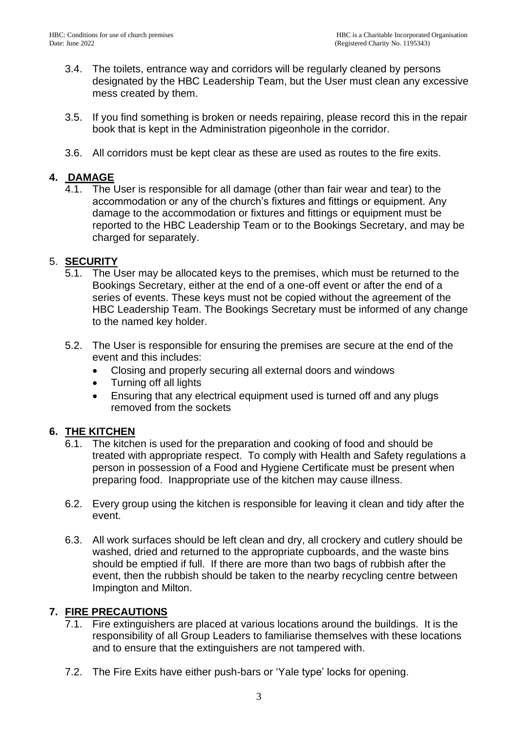3.4. The toilets, entrance way and corridors will be regularly cleaned by persons designated by the HBC Leadership Team, but the User must clean any excessive mess created by them.

3.5. If you find something is broken or needs repairing, please record this in the repair book that is kept in the Administration pigeonhole in the corridor.

3.6. All corridors must be kept clear as these are used as routes to the fire exits.

## 4. DAMAGE

4.1. The User is responsible for all damage (other than fair wear and tear) to the accommodation or any of the church's fixtures and fittings or equipment. Any damage to the accommodation or fixtures and fittings or equipment must be reported to the HBC Leadership Team or to the Bookings Secretary, and may be charged for separately.

## 5. SECURITY

5.1. The User may be allocated keys to the premises, which must be returned to the Bookings Secretary, either at the end of a one-off event or after the end of a series of events. These keys must not be copied without the agreement of the HBC Leadership Team. The Bookings Secretary must be informed of any change to the named key holder.

5.2. The User is responsible for ensuring the premises are secure at the end of the event and this includes:

- Closing and properly securing all external doors and windows
- Turning off all lights
- Ensuring that any electrical equipment used is turned off and any plugs removed from the sockets

## 6. THE KITCHEN

6.1. The kitchen is used for the preparation and cooking of food and should be treated with appropriate respect. To comply with Health and Safety regulations a person in possession of a Food and Hygiene Certificate must be present when preparing food. Inappropriate use of the kitchen may cause illness.

6.2. Every group using the kitchen is responsible for leaving it clean and tidy after the event.

6.3. All work surfaces should be left clean and dry, all crockery and cutlery should be washed, dried and returned to the appropriate cupboards, and the waste bins should be emptied if full. If there are more than two bags of rubbish after the event, then the rubbish should be taken to the nearby recycling centre between Impington and Milton.

## 7. FIRE PRECAUTIONS

7.1. Fire extinguishers are placed at various locations around the buildings. It is the responsibility of all Group Leaders to familiarise themselves with these locations and to ensure that the extinguishers are not tampered with.

7.2. The Fire Exits have either push-bars or 'Yale type' locks for opening.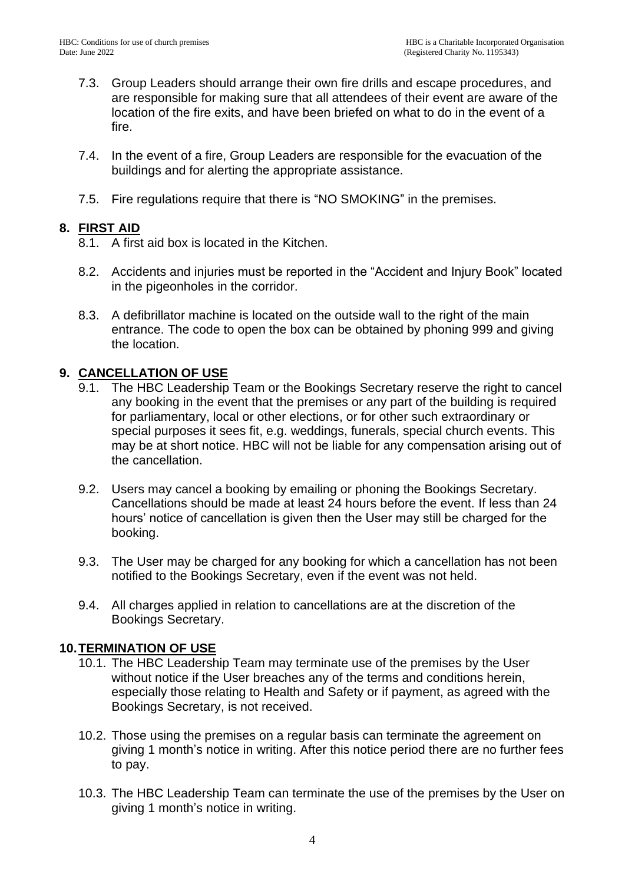7.3. Group Leaders should arrange their own fire drills and escape procedures, and are responsible for making sure that all attendees of their event are aware of the location of the fire exits, and have been briefed on what to do in the event of a fire.

7.4. In the event of a fire, Group Leaders are responsible for the evacuation of the buildings and for alerting the appropriate assistance.

7.5. Fire regulations require that there is "NO SMOKING" in the premises.

## 8. FIRST AID

8.1. A first aid box is located in the Kitchen.

8.2. Accidents and injuries must be reported in the "Accident and Injury Book" located in the pigeonholes in the corridor.

8.3. A defibrillator machine is located on the outside wall to the right of the main entrance. The code to open the box can be obtained by phoning 999 and giving the location.

## 9. CANCELLATION OF USE

9.1. The HBC Leadership Team or the Bookings Secretary reserve the right to cancel any booking in the event that the premises or any part of the building is required for parliamentary, local or other elections, or for other such extraordinary or special purposes it sees fit, e.g. weddings, funerals, special church events. This may be at short notice. HBC will not be liable for any compensation arising out of the cancellation.

9.2. Users may cancel a booking by emailing or phoning the Bookings Secretary. Cancellations should be made at least 24 hours before the event. If less than 24 hours' notice of cancellation is given then the User may still be charged for the booking.

9.3. The User may be charged for any booking for which a cancellation has not been notified to the Bookings Secretary, even if the event was not held.

9.4. All charges applied in relation to cancellations are at the discretion of the Bookings Secretary.

## 10. TERMINATION OF USE

10.1. The HBC Leadership Team may terminate use of the premises by the User without notice if the User breaches any of the terms and conditions herein, especially those relating to Health and Safety or if payment, as agreed with the Bookings Secretary, is not received.

10.2. Those using the premises on a regular basis can terminate the agreement on giving 1 month's notice in writing. After this notice period there are no further fees to pay.

10.3. The HBC Leadership Team can terminate the use of the premises by the User on giving 1 month's notice in writing.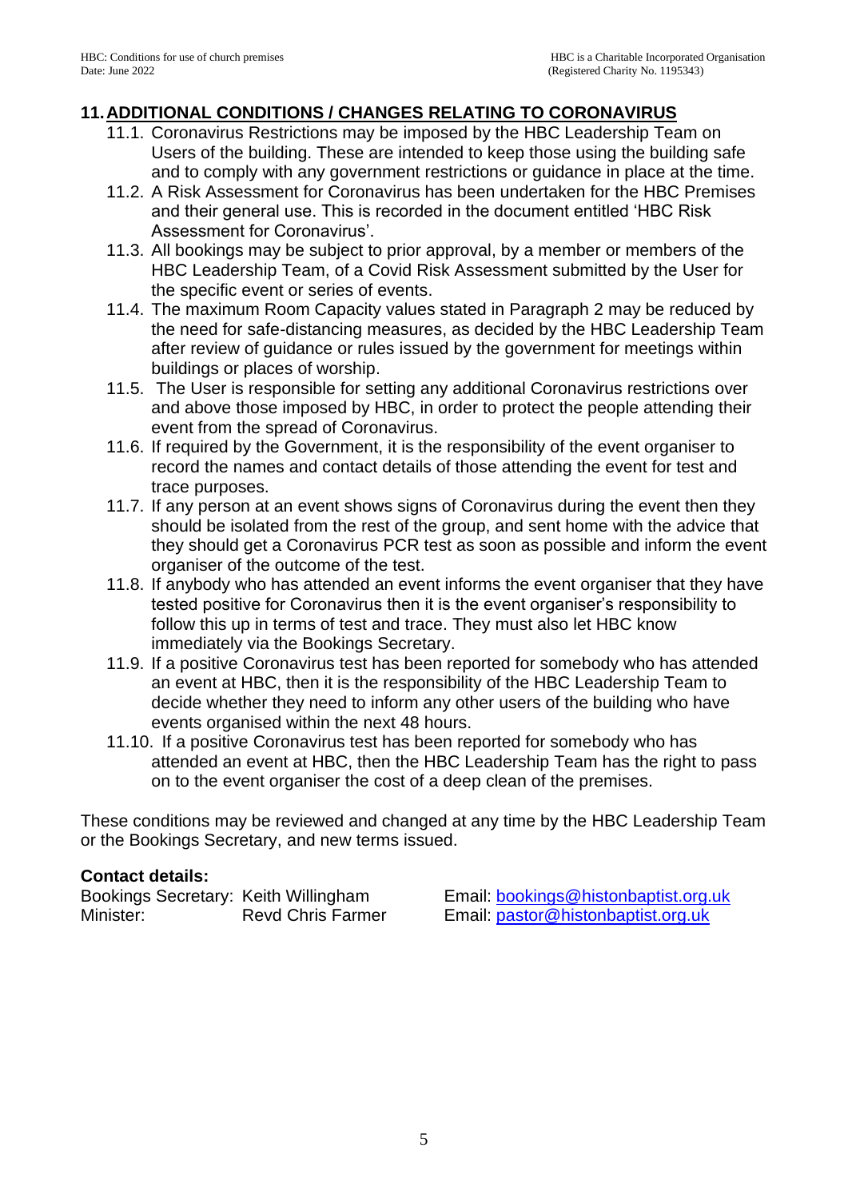## 11. ADDITIONAL CONDITIONS / CHANGES RELATING TO CORONAVIRUS

11.1. Coronavirus Restrictions may be imposed by the HBC Leadership Team on Users of the building. These are intended to keep those using the building safe and to comply with any government restrictions or guidance in place at the time.

11.2. A Risk Assessment for Coronavirus has been undertaken for the HBC Premises and their general use. This is recorded in the document entitled 'HBC Risk Assessment for Coronavirus'.

11.3. All bookings may be subject to prior approval, by a member or members of the HBC Leadership Team, of a Covid Risk Assessment submitted by the User for the specific event or series of events.

11.4. The maximum Room Capacity values stated in Paragraph 2 may be reduced by the need for safe-distancing measures, as decided by the HBC Leadership Team after review of guidance or rules issued by the government for meetings within buildings or places of worship.

11.5. The User is responsible for setting any additional Coronavirus restrictions over and above those imposed by HBC, in order to protect the people attending their event from the spread of Coronavirus.

11.6. If required by the Government, it is the responsibility of the event organiser to record the names and contact details of those attending the event for test and trace purposes.

11.7. If any person at an event shows signs of Coronavirus during the event then they should be isolated from the rest of the group, and sent home with the advice that they should get a Coronavirus PCR test as soon as possible and inform the event organiser of the outcome of the test.

11.8. If anybody who has attended an event informs the event organiser that they have tested positive for Coronavirus then it is the event organiser's responsibility to follow this up in terms of test and trace. They must also let HBC know immediately via the Bookings Secretary.

11.9. If a positive Coronavirus test has been reported for somebody who has attended an event at HBC, then it is the responsibility of the HBC Leadership Team to decide whether they need to inform any other users of the building who have events organised within the next 48 hours.

11.10. If a positive Coronavirus test has been reported for somebody who has attended an event at HBC, then the HBC Leadership Team has the right to pass on to the event organiser the cost of a deep clean of the premises.

These conditions may be reviewed and changed at any time by the HBC Leadership Team or the Bookings Secretary, and new terms issued.

**Contact details:**

| | | |
|---|---|---|
| Bookings Secretary: | Keith Willingham | Email: bookings@histonbaptist.org.uk |
| Minister: | Revd Chris Farmer | Email: pastor@histonbaptist.org.uk |